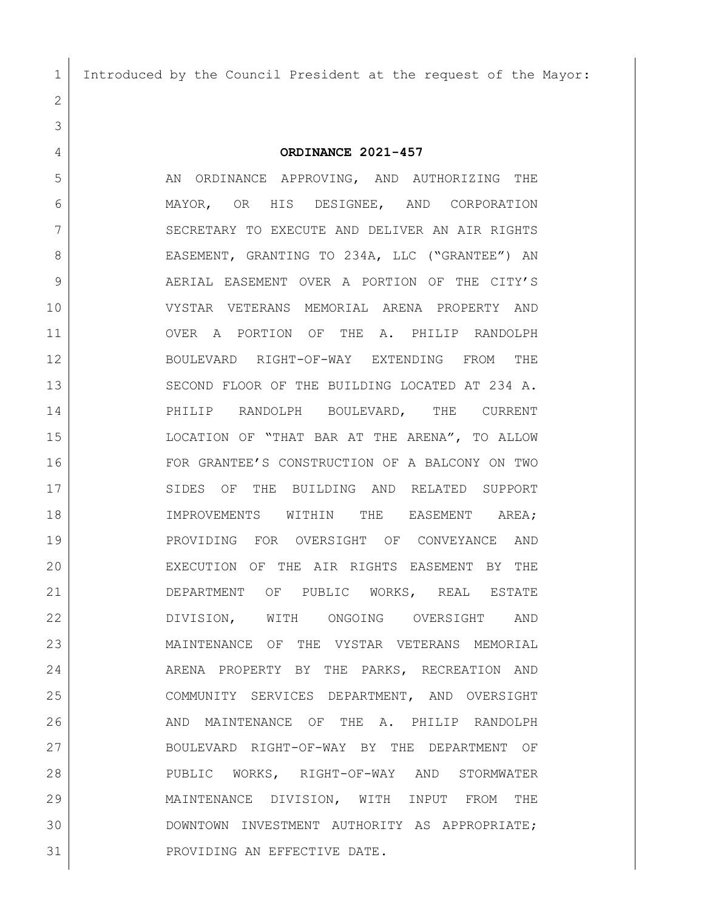Introduced by the Council President at the request of the Mayor:

**ORDINANCE 2021-457**

AN ORDINANCE APPROVING, AND AUTHORIZING THE MAYOR, OR HIS DESIGNEE, AND CORPORATION SECRETARY TO EXECUTE AND DELIVER AN AIR RIGHTS EASEMENT, GRANTING TO 234A, LLC ("GRANTEE") AN AERIAL EASEMENT OVER A PORTION OF THE CITY'S VYSTAR VETERANS MEMORIAL ARENA PROPERTY AND OVER A PORTION OF THE A. PHILIP RANDOLPH BOULEVARD RIGHT-OF-WAY EXTENDING FROM THE SECOND FLOOR OF THE BUILDING LOCATED AT 234 A. PHILIP RANDOLPH BOULEVARD, THE CURRENT LOCATION OF "THAT BAR AT THE ARENA", TO ALLOW FOR GRANTEE'S CONSTRUCTION OF A BALCONY ON TWO SIDES OF THE BUILDING AND RELATED SUPPORT IMPROVEMENTS WITHIN THE EASEMENT AREA; PROVIDING FOR OVERSIGHT OF CONVEYANCE AND EXECUTION OF THE AIR RIGHTS EASEMENT BY THE DEPARTMENT OF PUBLIC WORKS, REAL ESTATE DIVISION, WITH ONGOING OVERSIGHT AND MAINTENANCE OF THE VYSTAR VETERANS MEMORIAL ARENA PROPERTY BY THE PARKS, RECREATION AND COMMUNITY SERVICES DEPARTMENT, AND OVERSIGHT AND MAINTENANCE OF THE A. PHILIP RANDOLPH BOULEVARD RIGHT-OF-WAY BY THE DEPARTMENT OF PUBLIC WORKS, RIGHT-OF-WAY AND STORMWATER MAINTENANCE DIVISION, WITH INPUT FROM THE DOWNTOWN INVESTMENT AUTHORITY AS APPROPRIATE; PROVIDING AN EFFECTIVE DATE.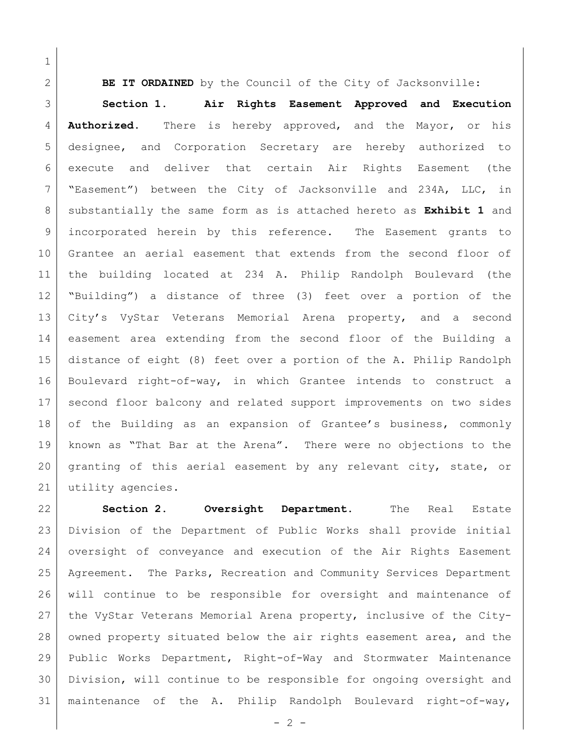**BE IT ORDAINED** by the Council of the City of Jacksonville:

**Section 1. Air Rights Easement Approved and Execution Authorized.** There is hereby approved, and the Mayor, or his designee, and Corporation Secretary are hereby authorized to execute and deliver that certain Air Rights Easement (the "Easement") between the City of Jacksonville and 234A, LLC, in substantially the same form as is attached hereto as **Exhibit 1** and incorporated herein by this reference. The Easement grants to Grantee an aerial easement that extends from the second floor of the building located at 234 A. Philip Randolph Boulevard (the "Building") a distance of three (3) feet over a portion of the City's VyStar Veterans Memorial Arena property, and a second easement area extending from the second floor of the Building a distance of eight (8) feet over a portion of the A. Philip Randolph Boulevard right-of-way, in which Grantee intends to construct a second floor balcony and related support improvements on two sides of the Building as an expansion of Grantee's business, commonly known as "That Bar at the Arena". There were no objections to the granting of this aerial easement by any relevant city, state, or utility agencies.

**Section 2. Oversight Department.** The Real Estate Division of the Department of Public Works shall provide initial oversight of conveyance and execution of the Air Rights Easement Agreement. The Parks, Recreation and Community Services Department will continue to be responsible for oversight and maintenance of the VyStar Veterans Memorial Arena property, inclusive of the City-owned property situated below the air rights easement area, and the Public Works Department, Right-of-Way and Stormwater Maintenance Division, will continue to be responsible for ongoing oversight and maintenance of the A. Philip Randolph Boulevard right-of-way,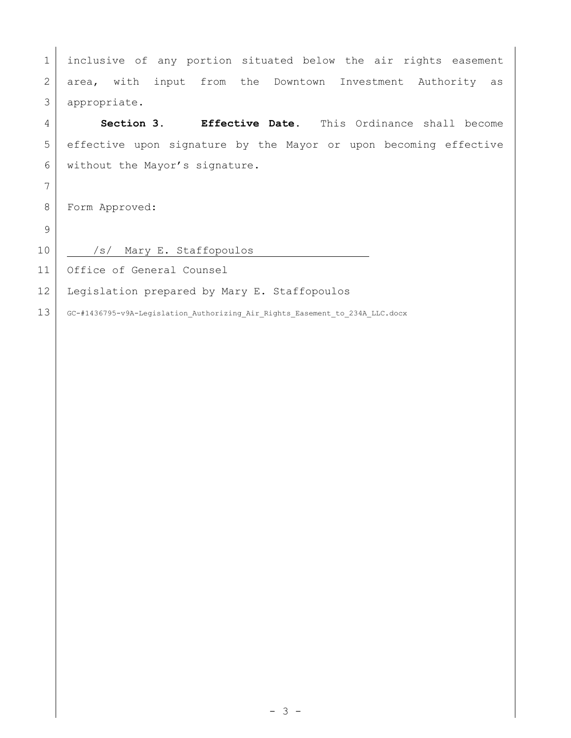inclusive of any portion situated below the air rights easement area, with input from the Downtown Investment Authority as appropriate.

**Section 3. Effective Date.** This Ordinance shall become effective upon signature by the Mayor or upon becoming effective without the Mayor's signature.

Form Approved:

/s/ Mary E. Staffopoulos

Office of General Counsel

Legislation prepared by Mary E. Staffopoulos

GC-#1436795-v9A-Legislation_Authorizing_Air_Rights_Easement_to_234A_LLC.docx